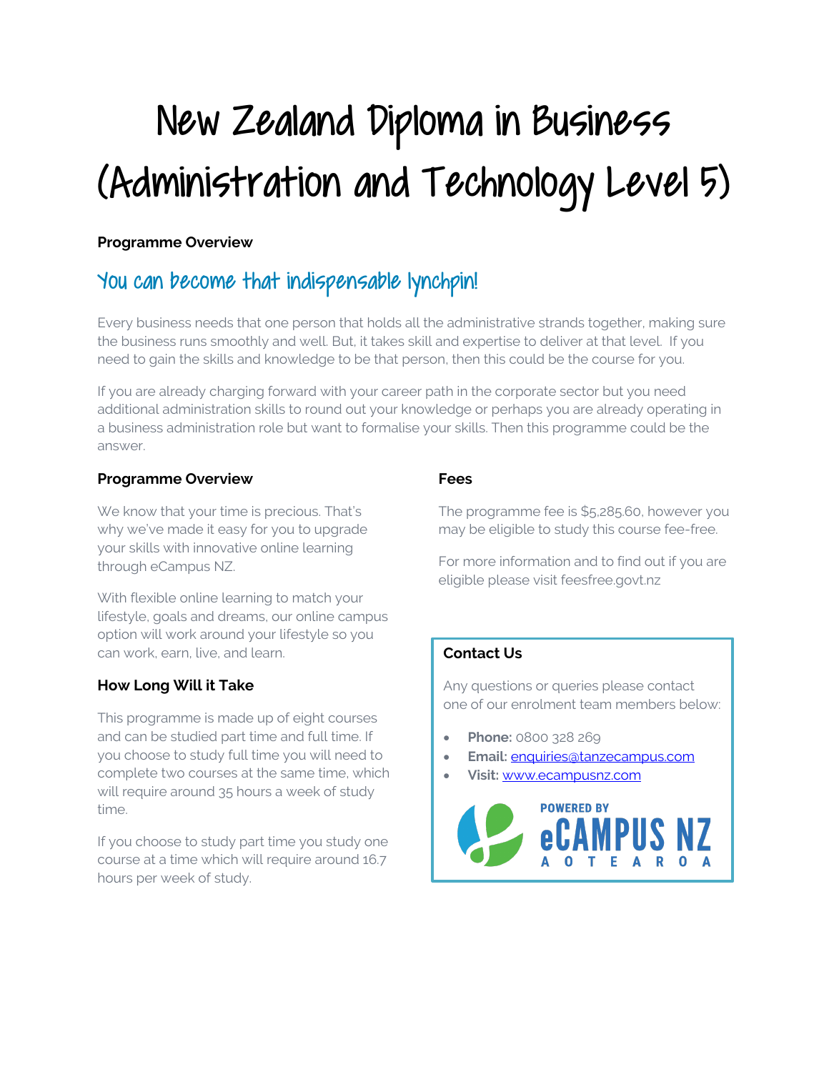# New Zealand Diploma in Business (Administration and Technology Level 5)

**Programme Overview**

## You can become that indispensable lynchpin!

Every business needs that one person that holds all the administrative strands together, making sure the business runs smoothly and well. But, it takes skill and expertise to deliver at that level. If you need to gain the skills and knowledge to be that person, then this could be the course for you.

If you are already charging forward with your career path in the corporate sector but you need additional administration skills to round out your knowledge or perhaps you are already operating in a business administration role but want to formalise your skills. Then this programme could be the answer.

### Programme Overview

We know that your time is precious. That's why we've made it easy for you to upgrade your skills with innovative online learning through eCampus NZ.

With flexible online learning to match your lifestyle, goals and dreams, our online campus option will work around your lifestyle so you can work, earn, live, and learn.

### How Long Will it Take

This programme is made up of eight courses and can be studied part time and full time. If you choose to study full time you will need to complete two courses at the same time, which will require around 35 hours a week of study time.

If you choose to study part time you study one course at a time which will require around 16.7 hours per week of study.

### Fees

The programme fee is $5,285.60, however you may be eligible to study this course fee-free.

For more information and to find out if you are eligible please visit feesfree.govt.nz

### Contact Us

Any questions or queries please contact one of our enrolment team members below:

- **Phone:** 0800 328 269
- **Email:** enquiries@tanzecampus.com
- **Visit:** www.ecampusnz.com

POWERED BY eCAMPUS NZ AOTEAROA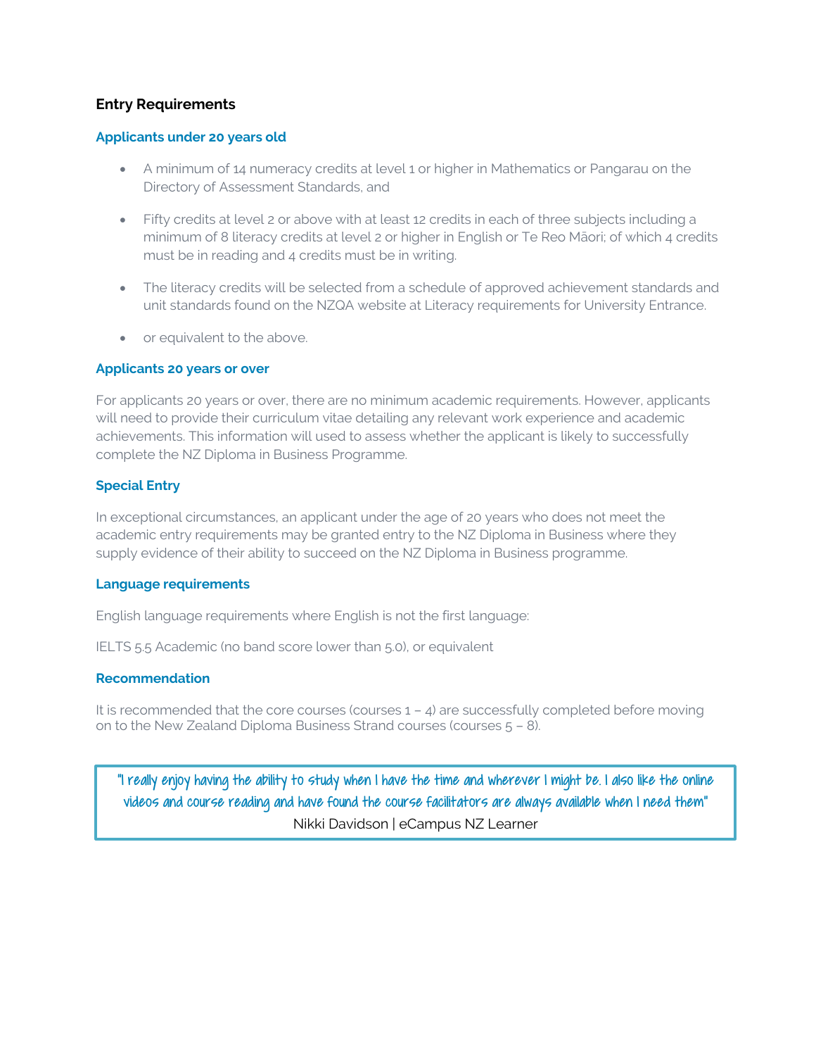## Entry Requirements

### Applicants under 20 years old

- A minimum of 14 numeracy credits at level 1 or higher in Mathematics or Pangarau on the Directory of Assessment Standards, and
- Fifty credits at level 2 or above with at least 12 credits in each of three subjects including a minimum of 8 literacy credits at level 2 or higher in English or Te Reo Māori; of which 4 credits must be in reading and 4 credits must be in writing.
- The literacy credits will be selected from a schedule of approved achievement standards and unit standards found on the NZQA website at Literacy requirements for University Entrance.
- or equivalent to the above.

### Applicants 20 years or over

For applicants 20 years or over, there are no minimum academic requirements. However, applicants will need to provide their curriculum vitae detailing any relevant work experience and academic achievements. This information will used to assess whether the applicant is likely to successfully complete the NZ Diploma in Business Programme.

### Special Entry

In exceptional circumstances, an applicant under the age of 20 years who does not meet the academic entry requirements may be granted entry to the NZ Diploma in Business where they supply evidence of their ability to succeed on the NZ Diploma in Business programme.

### Language requirements

English language requirements where English is not the first language:

IELTS 5.5 Academic (no band score lower than 5.0), or equivalent

### Recommendation

It is recommended that the core courses (courses 1 – 4) are successfully completed before moving on to the New Zealand Diploma Business Strand courses (courses 5 – 8).

> "I really enjoy having the ability to study when I have the time and wherever I might be. I also like the online videos and course reading and have found the course facilitators are always available when I need them"
>
> Nikki Davidson | eCampus NZ Learner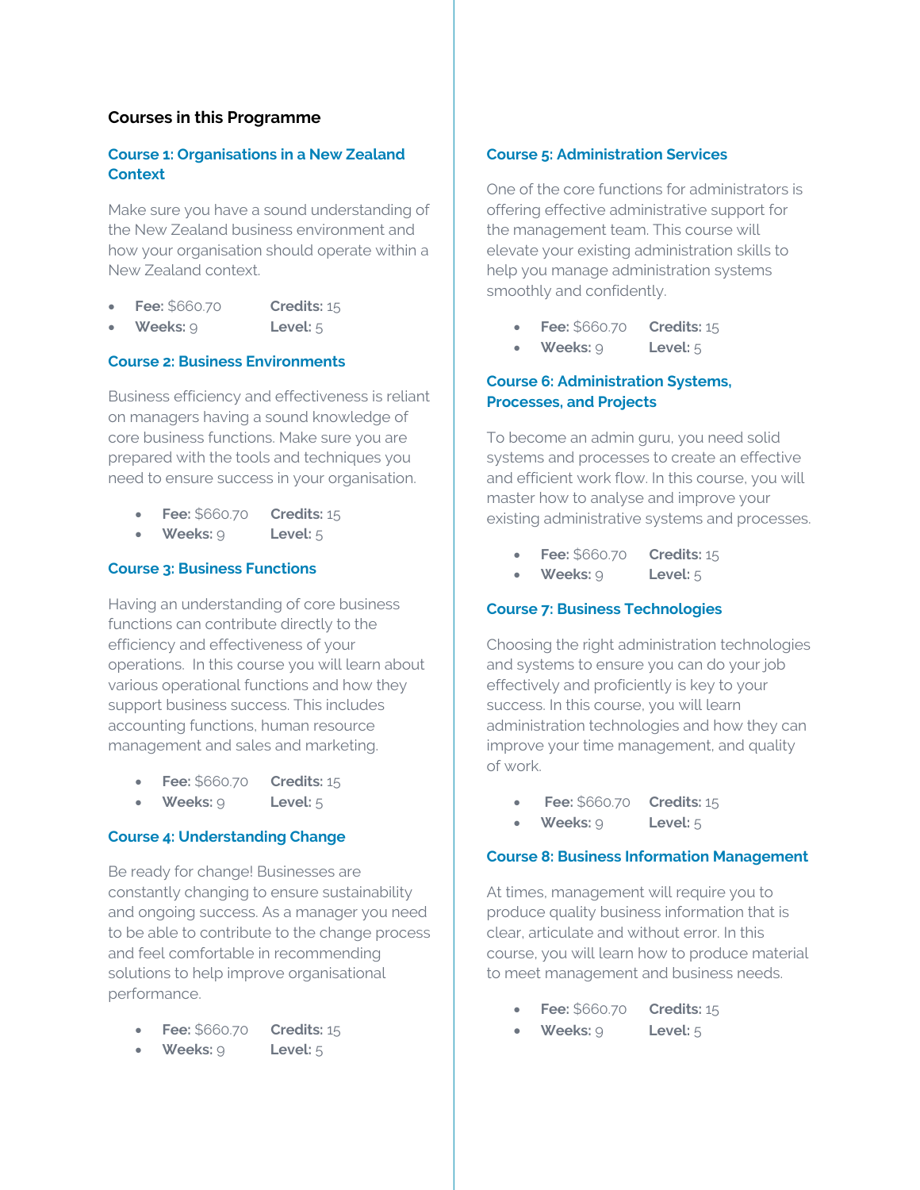## Courses in this Programme

### Course 1: Organisations in a New Zealand Context

Make sure you have a sound understanding of the New Zealand business environment and how your organisation should operate within a New Zealand context.

- **Fee:** $660.70 **Credits:** 15
- **Weeks:** 9 **Level:** 5

### Course 2: Business Environments

Business efficiency and effectiveness is reliant on managers having a sound knowledge of core business functions. Make sure you are prepared with the tools and techniques you need to ensure success in your organisation.

- **Fee:** $660.70 **Credits:** 15
- **Weeks:** 9 **Level:** 5

### Course 3: Business Functions

Having an understanding of core business functions can contribute directly to the efficiency and effectiveness of your operations. In this course you will learn about various operational functions and how they support business success. This includes accounting functions, human resource management and sales and marketing.

- **Fee:** $660.70 **Credits:** 15
- **Weeks:** 9 **Level:** 5

### Course 4: Understanding Change

Be ready for change! Businesses are constantly changing to ensure sustainability and ongoing success. As a manager you need to be able to contribute to the change process and feel comfortable in recommending solutions to help improve organisational performance.

- **Fee:** $660.70 **Credits:** 15
- **Weeks:** 9 **Level:** 5

### Course 5: Administration Services

One of the core functions for administrators is offering effective administrative support for the management team. This course will elevate your existing administration skills to help you manage administration systems smoothly and confidently.

- **Fee:** $660.70 **Credits:** 15
- **Weeks:** 9 **Level:** 5

### Course 6: Administration Systems, Processes, and Projects

To become an admin guru, you need solid systems and processes to create an effective and efficient work flow. In this course, you will master how to analyse and improve your existing administrative systems and processes.

- **Fee:** $660.70 **Credits:** 15
- **Weeks:** 9 **Level:** 5

### Course 7: Business Technologies

Choosing the right administration technologies and systems to ensure you can do your job effectively and proficiently is key to your success. In this course, you will learn administration technologies and how they can improve your time management, and quality of work.

- **Fee:** $660.70 **Credits:** 15
- **Weeks:** 9 **Level:** 5

### Course 8: Business Information Management

At times, management will require you to produce quality business information that is clear, articulate and without error. In this course, you will learn how to produce material to meet management and business needs.

- **Fee:** $660.70 **Credits:** 15
- **Weeks:** 9 **Level:** 5